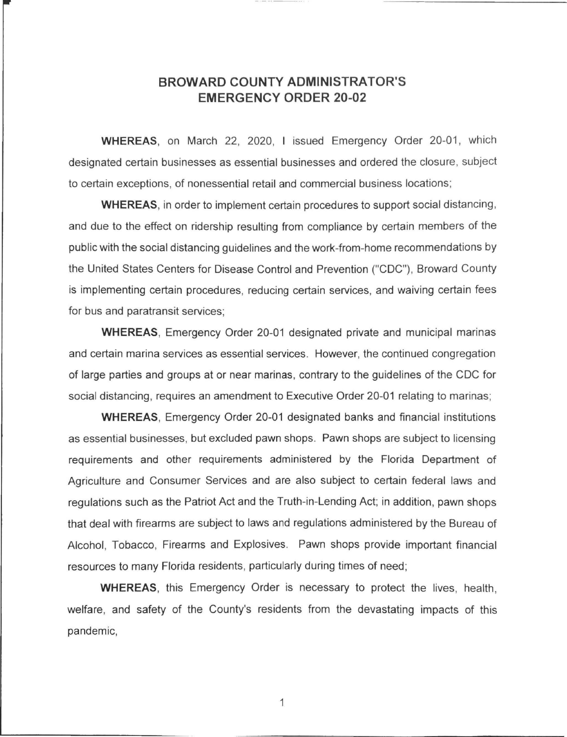# BROWARD COUNTY ADMINISTRATOR'S EMERGENCY ORDER 20-02

**WHEREAS**, on March 22, 2020, I issued Emergency Order 20-01, which designated certain businesses as essential businesses and ordered the closure, subject to certain exceptions, of nonessential retail and commercial business locations;

**WHEREAS**, in order to implement certain procedures to support social distancing, and due to the effect on ridership resulting from compliance by certain members of the public with the social distancing guidelines and the work-from-home recommendations by the United States Centers for Disease Control and Prevention ("CDC"), Broward County is implementing certain procedures, reducing certain services, and waiving certain fees for bus and paratransit services;

**WHEREAS**, Emergency Order 20-01 designated private and municipal marinas and certain marina services as essential services. However, the continued congregation of large parties and groups at or near marinas, contrary to the guidelines of the CDC for social distancing, requires an amendment to Executive Order 20-01 relating to marinas;

**WHEREAS**, Emergency Order 20-01 designated banks and financial institutions as essential businesses, but excluded pawn shops. Pawn shops are subject to licensing requirements and other requirements administered by the Florida Department of Agriculture and Consumer Services and are also subject to certain federal laws and regulations such as the Patriot Act and the Truth-in-Lending Act; in addition, pawn shops that deal with firearms are subject to laws and regulations administered by the Bureau of Alcohol, Tobacco, Firearms and Explosives. Pawn shops provide important financial resources to many Florida residents, particularly during times of need;

**WHEREAS**, this Emergency Order is necessary to protect the lives, health, welfare, and safety of the County's residents from the devastating impacts of this pandemic,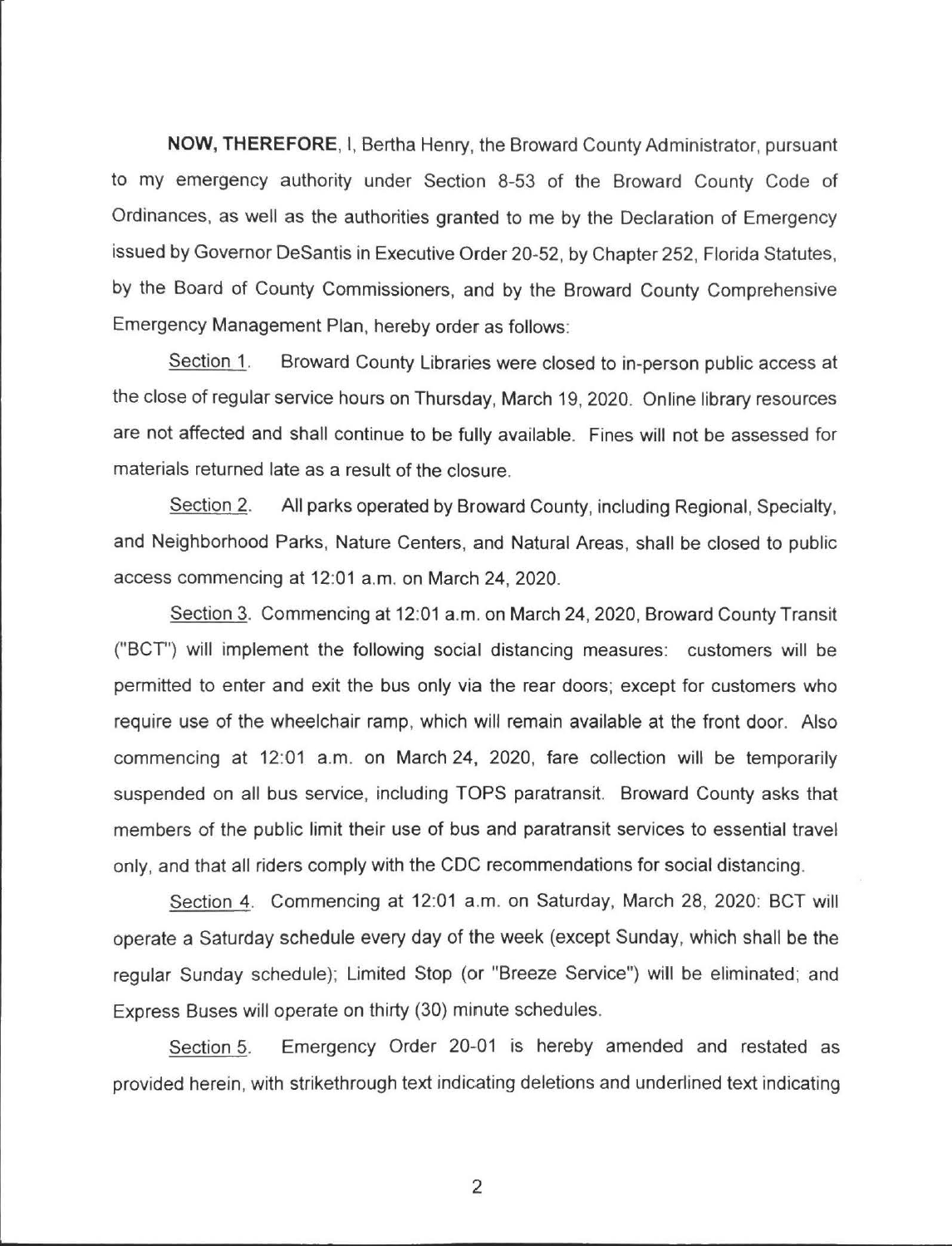**NOW, THEREFORE**, I, Bertha Henry, the Broward County Administrator, pursuant to my emergency authority under Section 8-53 of the Broward County Code of Ordinances, as well as the authorities granted to me by the Declaration of Emergency issued by Governor DeSantis in Executive Order 20-52, by Chapter 252, Florida Statutes, by the Board of County Commissioners, and by the Broward County Comprehensive Emergency Management Plan, hereby order as follows:

Section 1. Broward County Libraries were closed to in-person public access at the close of regular service hours on Thursday, March 19, 2020. Online library resources are not affected and shall continue to be fully available. Fines will not be assessed for materials returned late as a result of the closure.

Section 2. All parks operated by Broward County, including Regional, Specialty, and Neighborhood Parks, Nature Centers, and Natural Areas, shall be closed to public access commencing at 12:01 a.m. on March 24, 2020.

Section 3. Commencing at 12:01 a.m. on March 24, 2020, Broward County Transit ("BCT") will implement the following social distancing measures: customers will be permitted to enter and exit the bus only via the rear doors; except for customers who require use of the wheelchair ramp, which will remain available at the front door. Also commencing at 12:01 a.m. on March 24, 2020, fare collection will be temporarily suspended on all bus service, including TOPS paratransit. Broward County asks that members of the public limit their use of bus and paratransit services to essential travel only, and that all riders comply with the CDC recommendations for social distancing.

Section 4. Commencing at 12:01 a.m. on Saturday, March 28, 2020: BCT will operate a Saturday schedule every day of the week (except Sunday, which shall be the regular Sunday schedule); Limited Stop (or "Breeze Service") will be eliminated; and Express Buses will operate on thirty (30) minute schedules.

Section 5. Emergency Order 20-01 is hereby amended and restated as provided herein, with strikethrough text indicating deletions and underlined text indicating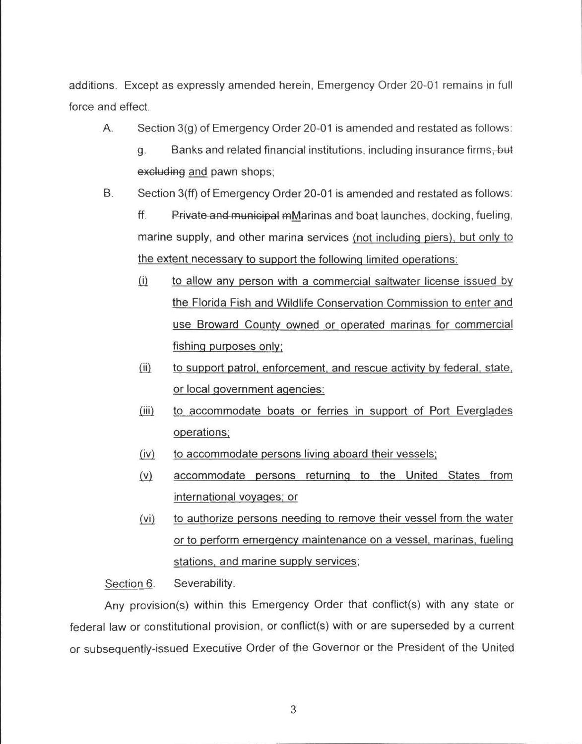additions. Except as expressly amended herein, Emergency Order 20-01 remains in full force and effect.

A. Section 3(g) of Emergency Order 20-01 is amended and restated as follows:

g. Banks and related financial institutions, including insurance firms~~, but excluding~~ <u>and</u> pawn shops;

B. Section 3(ff) of Emergency Order 20-01 is amended and restated as follows:

ff. ~~Private and municipal m~~<u>M</u>arinas and boat launches, docking, fueling, marine supply, and other marina services <u>(not including piers), but only to the extent necessary to support the following limited operations:</u>

<u>(i)</u> <u>to allow any person with a commercial saltwater license issued by the Florida Fish and Wildlife Conservation Commission to enter and use Broward County owned or operated marinas for commercial fishing purposes only;</u>

<u>(ii)</u> <u>to support patrol, enforcement, and rescue activity by federal, state, or local government agencies;</u>

<u>(iii)</u> <u>to accommodate boats or ferries in support of Port Everglades operations;</u>

<u>(iv)</u> <u>to accommodate persons living aboard their vessels;</u>

<u>(v)</u> <u>accommodate persons returning to the United States from international voyages; or</u>

<u>(vi)</u> <u>to authorize persons needing to remove their vessel from the water or to perform emergency maintenance on a vessel, marinas, fueling stations, and marine supply services;</u>

<u>Section 6</u>. Severability.

Any provision(s) within this Emergency Order that conflict(s) with any state or federal law or constitutional provision, or conflict(s) with or are superseded by a current or subsequently-issued Executive Order of the Governor or the President of the United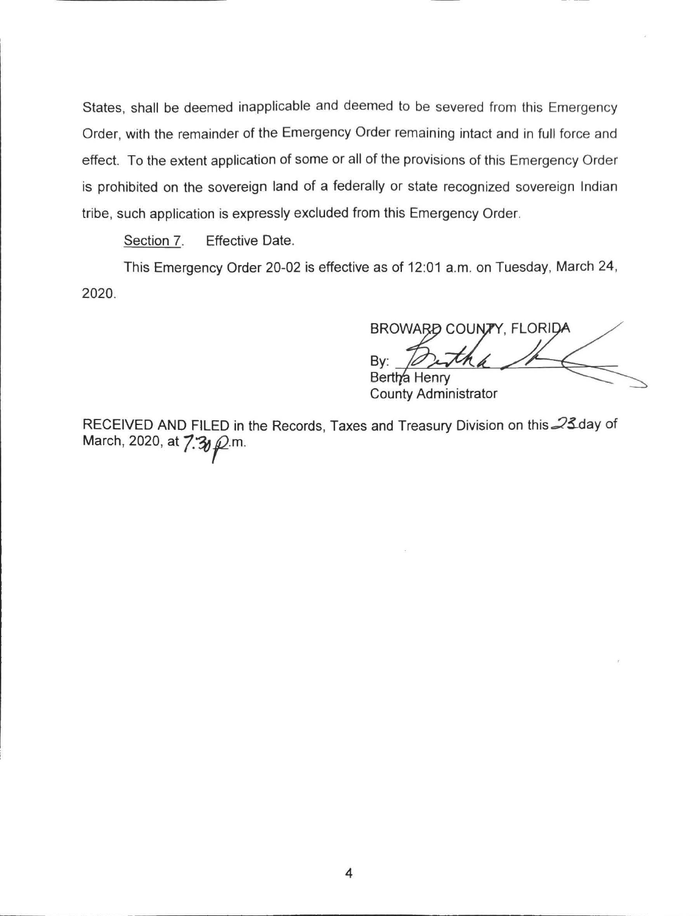States, shall be deemed inapplicable and deemed to be severed from this Emergency Order, with the remainder of the Emergency Order remaining intact and in full force and effect. To the extent application of some or all of the provisions of this Emergency Order is prohibited on the sovereign land of a federally or state recognized sovereign Indian tribe, such application is expressly excluded from this Emergency Order.

Section 7. Effective Date.

This Emergency Order 20-02 is effective as of 12:01 a.m. on Tuesday, March 24, 2020.

BROWARD COUNTY, FLORIDA

By: Bertha Henry

Bertha Henry
County Administrator

RECEIVED AND FILED in the Records, Taxes and Treasury Division on this 23 day of March, 2020, at 7:30 p.m.